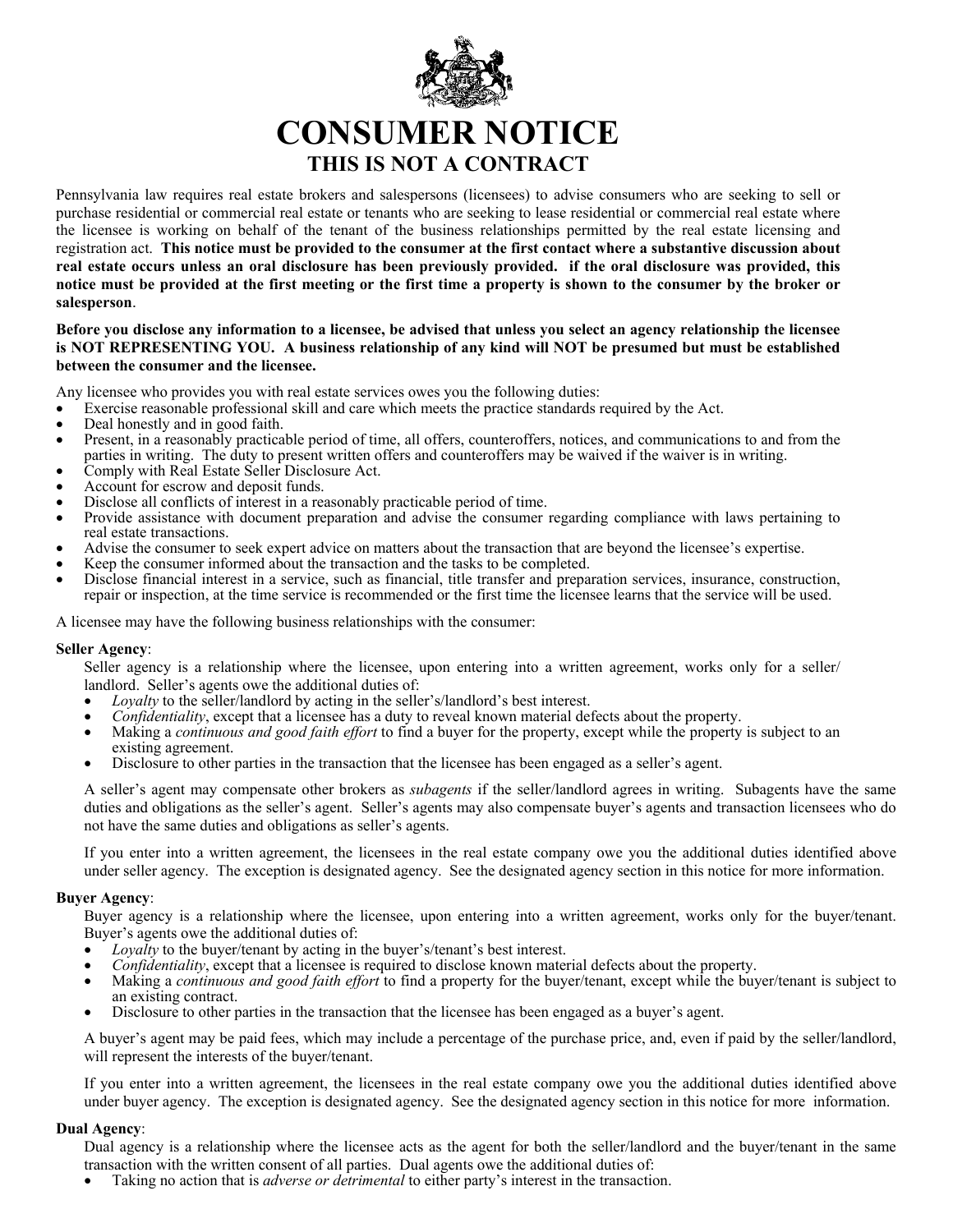# CONSUMER NOTICE

## THIS IS NOT A CONTRACT

Pennsylvania law requires real estate brokers and salespersons (licensees) to advise consumers who are seeking to sell or purchase residential or commercial real estate or tenants who are seeking to lease residential or commercial real estate where the licensee is working on behalf of the tenant of the business relationships permitted by the real estate licensing and registration act. **This notice must be provided to the consumer at the first contact where a substantive discussion about real estate occurs unless an oral disclosure has been previously provided. if the oral disclosure was provided, this notice must be provided at the first meeting or the first time a property is shown to the consumer by the broker or salesperson**.

**Before you disclose any information to a licensee, be advised that unless you select an agency relationship the licensee is NOT REPRESENTING YOU. A business relationship of any kind will NOT be presumed but must be established between the consumer and the licensee.**

Any licensee who provides you with real estate services owes you the following duties:

- Exercise reasonable professional skill and care which meets the practice standards required by the Act.
- Deal honestly and in good faith.
- Present, in a reasonably practicable period of time, all offers, counteroffers, notices, and communications to and from the parties in writing. The duty to present written offers and counteroffers may be waived if the waiver is in writing.
- Comply with Real Estate Seller Disclosure Act.
- Account for escrow and deposit funds.
- Disclose all conflicts of interest in a reasonably practicable period of time.
- Provide assistance with document preparation and advise the consumer regarding compliance with laws pertaining to real estate transactions.
- Advise the consumer to seek expert advice on matters about the transaction that are beyond the licensee's expertise.
- Keep the consumer informed about the transaction and the tasks to be completed.
- Disclose financial interest in a service, such as financial, title transfer and preparation services, insurance, construction, repair or inspection, at the time service is recommended or the first time the licensee learns that the service will be used.

A licensee may have the following business relationships with the consumer:

**Seller Agency**:

Seller agency is a relationship where the licensee, upon entering into a written agreement, works only for a seller/landlord. Seller's agents owe the additional duties of:

- *Loyalty* to the seller/landlord by acting in the seller's/landlord's best interest.
- *Confidentiality*, except that a licensee has a duty to reveal known material defects about the property.
- Making a *continuous and good faith effort* to find a buyer for the property, except while the property is subject to an existing agreement.
- Disclosure to other parties in the transaction that the licensee has been engaged as a seller's agent.

A seller's agent may compensate other brokers as *subagents* if the seller/landlord agrees in writing. Subagents have the same duties and obligations as the seller's agent. Seller's agents may also compensate buyer's agents and transaction licensees who do not have the same duties and obligations as seller's agents.

If you enter into a written agreement, the licensees in the real estate company owe you the additional duties identified above under seller agency. The exception is designated agency. See the designated agency section in this notice for more information.

**Buyer Agency**:

Buyer agency is a relationship where the licensee, upon entering into a written agreement, works only for the buyer/tenant. Buyer's agents owe the additional duties of:

- *Loyalty* to the buyer/tenant by acting in the buyer's/tenant's best interest.
- *Confidentiality*, except that a licensee is required to disclose known material defects about the property.
- Making a *continuous and good faith effort* to find a property for the buyer/tenant, except while the buyer/tenant is subject to an existing contract.
- Disclosure to other parties in the transaction that the licensee has been engaged as a buyer's agent.

A buyer's agent may be paid fees, which may include a percentage of the purchase price, and, even if paid by the seller/landlord, will represent the interests of the buyer/tenant.

If you enter into a written agreement, the licensees in the real estate company owe you the additional duties identified above under buyer agency. The exception is designated agency. See the designated agency section in this notice for more information.

**Dual Agency**:

Dual agency is a relationship where the licensee acts as the agent for both the seller/landlord and the buyer/tenant in the same transaction with the written consent of all parties. Dual agents owe the additional duties of:

- Taking no action that is *adverse or detrimental* to either party's interest in the transaction.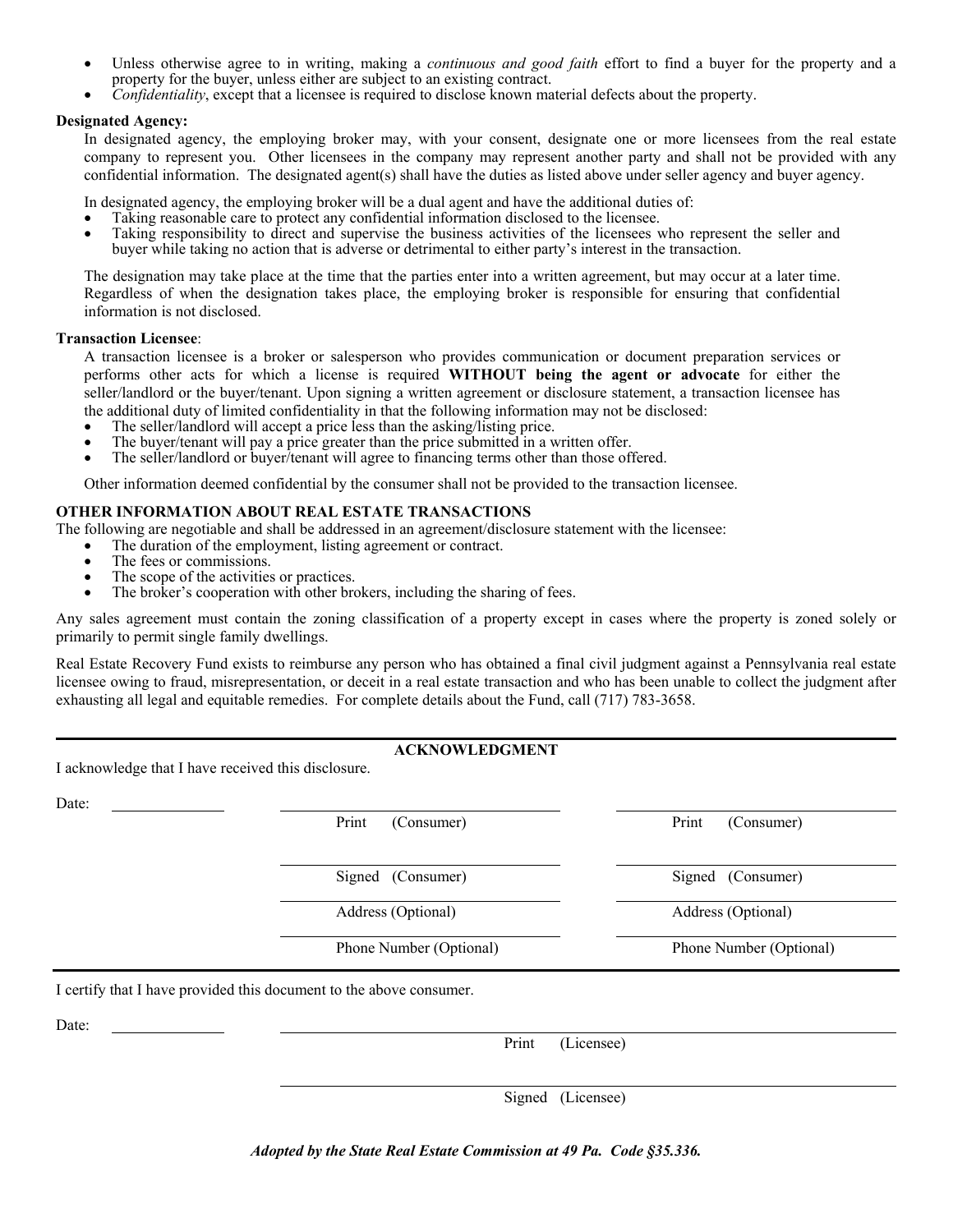- Unless otherwise agree to in writing, making a *continuous and good faith* effort to find a buyer for the property and a property for the buyer, unless either are subject to an existing contract.
- *Confidentiality*, except that a licensee is required to disclose known material defects about the property.

**Designated Agency:**

In designated agency, the employing broker may, with your consent, designate one or more licensees from the real estate company to represent you. Other licensees in the company may represent another party and shall not be provided with any confidential information. The designated agent(s) shall have the duties as listed above under seller agency and buyer agency.

In designated agency, the employing broker will be a dual agent and have the additional duties of:

- Taking reasonable care to protect any confidential information disclosed to the licensee.
- Taking responsibility to direct and supervise the business activities of the licensees who represent the seller and buyer while taking no action that is adverse or detrimental to either party's interest in the transaction.

The designation may take place at the time that the parties enter into a written agreement, but may occur at a later time. Regardless of when the designation takes place, the employing broker is responsible for ensuring that confidential information is not disclosed.

**Transaction Licensee**:

A transaction licensee is a broker or salesperson who provides communication or document preparation services or performs other acts for which a license is required **WITHOUT being the agent or advocate** for either the seller/landlord or the buyer/tenant. Upon signing a written agreement or disclosure statement, a transaction licensee has the additional duty of limited confidentiality in that the following information may not be disclosed:

- The seller/landlord will accept a price less than the asking/listing price.
- The buyer/tenant will pay a price greater than the price submitted in a written offer.
- The seller/landlord or buyer/tenant will agree to financing terms other than those offered.

Other information deemed confidential by the consumer shall not be provided to the transaction licensee.

## OTHER INFORMATION ABOUT REAL ESTATE TRANSACTIONS

The following are negotiable and shall be addressed in an agreement/disclosure statement with the licensee:

- The duration of the employment, listing agreement or contract.
- The fees or commissions.
- The scope of the activities or practices.
- The broker's cooperation with other brokers, including the sharing of fees.

Any sales agreement must contain the zoning classification of a property except in cases where the property is zoned solely or primarily to permit single family dwellings.

Real Estate Recovery Fund exists to reimburse any person who has obtained a final civil judgment against a Pennsylvania real estate licensee owing to fraud, misrepresentation, or deceit in a real estate transaction and who has been unable to collect the judgment after exhausting all legal and equitable remedies. For complete details about the Fund, call (717) 783-3658.

---

## ACKNOWLEDGMENT

I acknowledge that I have received this disclosure.

Date: ______________

| | |
|---|---|
| Print (Consumer) | Print (Consumer) |
| Signed (Consumer) | Signed (Consumer) |
| Address (Optional) | Address (Optional) |
| Phone Number (Optional) | Phone Number (Optional) |

I certify that I have provided this document to the above consumer.

Date: ______________

Print (Licensee)

Signed (Licensee)

***Adopted by the State Real Estate Commission at 49 Pa. Code §35.336.***